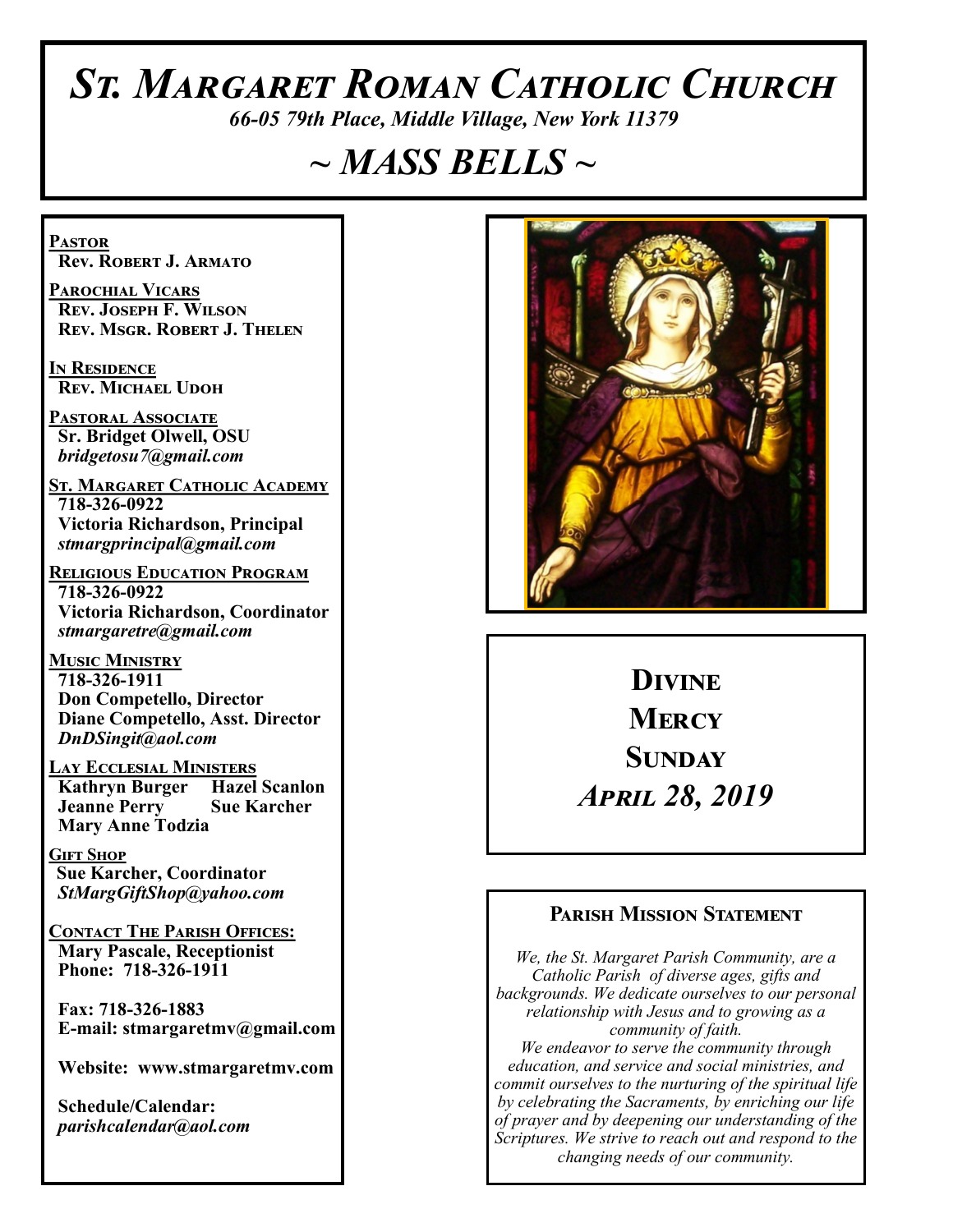# St. Margaret Roman Catholic Church

*66-05 79th Place, Middle Village, New York 11379*

## ~ MASS BELLS ~

**Pastor**
Rev. Robert J. Armato

**Parochial Vicars**
Rev. Joseph F. Wilson
Rev. Msgr. Robert J. Thelen

**In Residence**
Rev. Michael Udoh

**Pastoral Associate**
Sr. Bridget Olwell, OSU
*bridgetosu7@gmail.com*

**St. Margaret Catholic Academy**
718-326-0922
Victoria Richardson, Principal
*stmargprincipal@gmail.com*

**Religious Education Program**
718-326-0922
Victoria Richardson, Coordinator
*stmargaretre@gmail.com*

**Music Ministry**
718-326-1911
Don Competello, Director
Diane Competello, Asst. Director
*DnDSingit@aol.com*

**Lay Ecclesial Ministers**
Kathryn Burger
Hazel Scanlon
Jeanne Perry
Sue Karcher
Mary Anne Todzia

**Gift Shop**
Sue Karcher, Coordinator
*StMargGiftShop@yahoo.com*

**Contact The Parish Offices:**
Mary Pascale, Receptionist
Phone: 718-326-1911

Fax: 718-326-1883
E-mail: stmargaretmv@gmail.com

Website: www.stmargaretmv.com

Schedule/Calendar:
*parishcalendar@aol.com*

## Divine Mercy Sunday
## *April 28, 2019*

### Parish Mission Statement

*We, the St. Margaret Parish Community, are a Catholic Parish of diverse ages, gifts and backgrounds. We dedicate ourselves to our personal relationship with Jesus and to growing as a community of faith.*

*We endeavor to serve the community through education, and service and social ministries, and commit ourselves to the nurturing of the spiritual life by celebrating the Sacraments, by enriching our life of prayer and by deepening our understanding of the Scriptures. We strive to reach out and respond to the changing needs of our community.*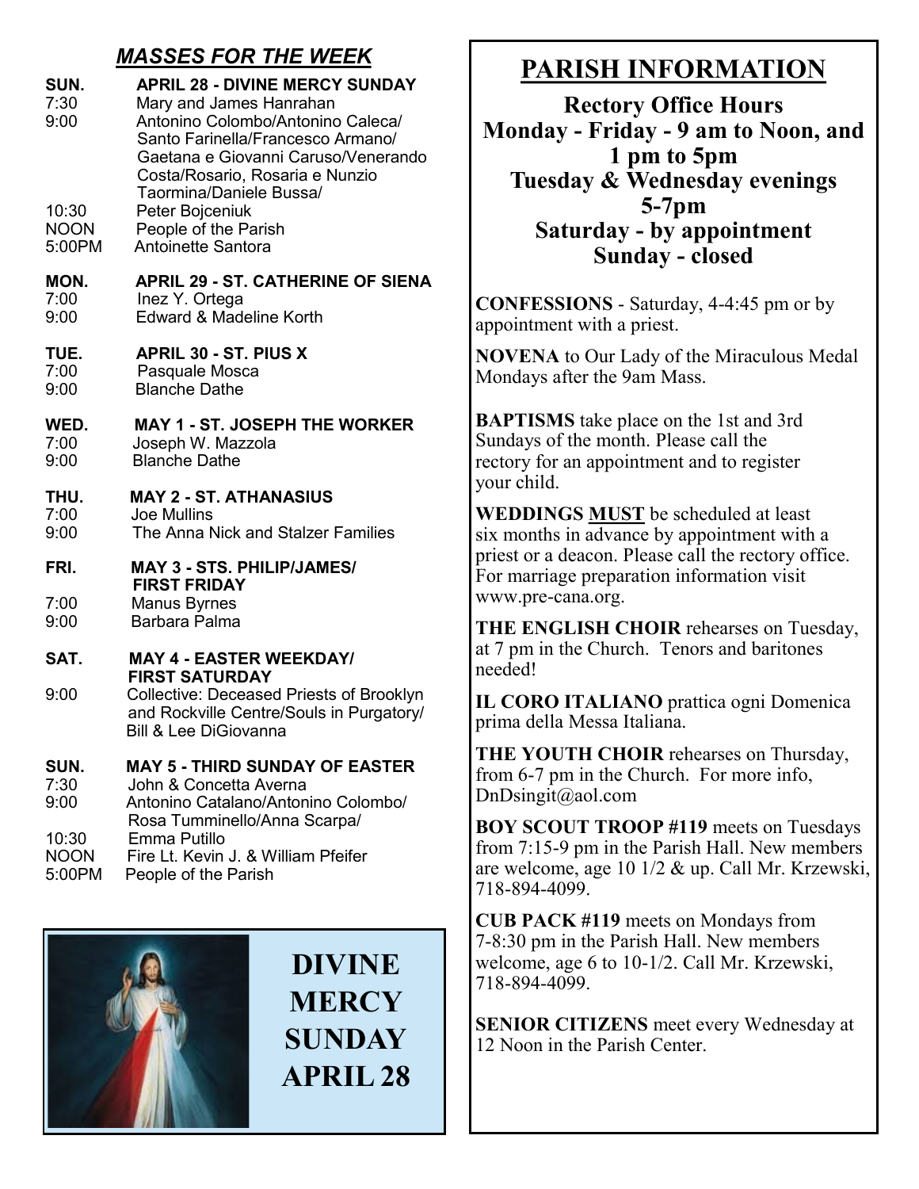## *MASSES FOR THE WEEK*

**SUN. APRIL 28 - DIVINE MERCY SUNDAY**
- 7:30 Mary and James Hanrahan
- 9:00 Antonino Colombo/Antonino Caleca/ Santo Farinella/Francesco Armano/ Gaetana e Giovanni Caruso/Venerando Costa/Rosario, Rosaria e Nunzio Taormina/Daniele Bussa/
- 10:30 Peter Bojceniuk
- NOON People of the Parish
- 5:00PM Antoinette Santora

**MON. APRIL 29 - ST. CATHERINE OF SIENA**
- 7:00 Inez Y. Ortega
- 9:00 Edward & Madeline Korth

**TUE. APRIL 30 - ST. PIUS X**
- 7:00 Pasquale Mosca
- 9:00 Blanche Dathe

**WED. MAY 1 - ST. JOSEPH THE WORKER**
- 7:00 Joseph W. Mazzola
- 9:00 Blanche Dathe

**THU. MAY 2 - ST. ATHANASIUS**
- 7:00 Joe Mullins
- 9:00 The Anna Nick and Stalzer Families

**FRI. MAY 3 - STS. PHILIP/JAMES/ FIRST FRIDAY**
- 7:00 Manus Byrnes
- 9:00 Barbara Palma

**SAT. MAY 4 - EASTER WEEKDAY/ FIRST SATURDAY**
- 9:00 Collective: Deceased Priests of Brooklyn and Rockville Centre/Souls in Purgatory/ Bill & Lee DiGiovanna

**SUN. MAY 5 - THIRD SUNDAY OF EASTER**
- 7:30 John & Concetta Averna
- 9:00 Antonino Catalano/Antonino Colombo/ Rosa Tumminello/Anna Scarpa/
- 10:30 Emma Putillo
- NOON Fire Lt. Kevin J. & William Pfeifer
- 5:00PM People of the Parish

**DIVINE MERCY SUNDAY APRIL 28**

## PARISH INFORMATION

**Rectory Office Hours**
**Monday - Friday - 9 am to Noon, and 1 pm to 5pm**
**Tuesday & Wednesday evenings 5-7pm**
**Saturday - by appointment**
**Sunday - closed**

**CONFESSIONS** - Saturday, 4-4:45 pm or by appointment with a priest.

**NOVENA** to Our Lady of the Miraculous Medal Mondays after the 9am Mass.

**BAPTISMS** take place on the 1st and 3rd Sundays of the month. Please call the rectory for an appointment and to register your child.

**WEDDINGS MUST** be scheduled at least six months in advance by appointment with a priest or a deacon. Please call the rectory office. For marriage preparation information visit www.pre-cana.org.

**THE ENGLISH CHOIR** rehearses on Tuesday, at 7 pm in the Church. Tenors and baritones needed!

**IL CORO ITALIANO** prattica ogni Domenica prima della Messa Italiana.

**THE YOUTH CHOIR** rehearses on Thursday, from 6-7 pm in the Church. For more info, DnDsingit@aol.com

**BOY SCOUT TROOP #119** meets on Tuesdays from 7:15-9 pm in the Parish Hall. New members are welcome, age 10 1/2 & up. Call Mr. Krzewski, 718-894-4099.

**CUB PACK #119** meets on Mondays from 7-8:30 pm in the Parish Hall. New members welcome, age 6 to 10-1/2. Call Mr. Krzewski, 718-894-4099.

**SENIOR CITIZENS** meet every Wednesday at 12 Noon in the Parish Center.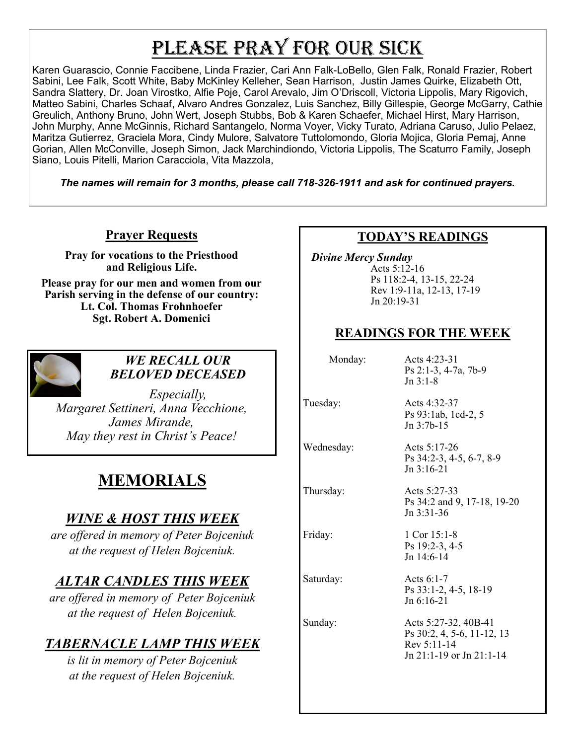# Please Pray For Our Sick

Karen Guarascio, Connie Faccibene, Linda Frazier, Cari Ann Falk-LoBello, Glen Falk, Ronald Frazier, Robert Sabini, Lee Falk, Scott White, Baby McKinley Kelleher, Sean Harrison, Justin James Quirke, Elizabeth Ott, Sandra Slattery, Dr. Joan Virostko, Alfie Poje, Carol Arevalo, Jim O'Driscoll, Victoria Lippolis, Mary Rigovich, Matteo Sabini, Charles Schaaf, Alvaro Andres Gonzalez, Luis Sanchez, Billy Gillespie, George McGarry, Cathie Greulich, Anthony Bruno, John Wert, Joseph Stubbs, Bob & Karen Schaefer, Michael Hirst, Mary Harrison, John Murphy, Anne McGinnis, Richard Santangelo, Norma Voyer, Vicky Turato, Adriana Caruso, Julio Pelaez, Maritza Gutierrez, Graciela Mora, Cindy Mulore, Salvatore Tuttolomondo, Gloria Mojica, Gloria Pemaj, Anne Gorian, Allen McConville, Joseph Simon, Jack Marchindiondo, Victoria Lippolis, The Scaturro Family, Joseph Siano, Louis Pitelli, Marion Caracciola, Vita Mazzola,

***The names will remain for 3 months, please call 718-326-1911 and ask for continued prayers.***

## Prayer Requests

**Pray for vocations to the Priesthood and Religious Life.**

**Please pray for our men and women from our Parish serving in the defense of our country:**
**Lt. Col. Thomas Frohnhoefer**
**Sgt. Robert A. Domenici**

### *WE RECALL OUR BELOVED DECEASED*

*Especially,*
*Margaret Settineri, Anna Vecchione, James Mirande,*
*May they rest in Christ's Peace!*

## MEMORIALS

### *WINE & HOST THIS WEEK*

*are offered in memory of Peter Bojceniuk at the request of Helen Bojceniuk.*

### *ALTAR CANDLES THIS WEEK*

*are offered in memory of Peter Bojceniuk at the request of Helen Bojceniuk.*

### *TABERNACLE LAMP THIS WEEK*

*is lit in memory of Peter Bojceniuk at the request of Helen Bojceniuk.*

## TODAY'S READINGS

*Divine Mercy Sunday*
Acts 5:12-16
Ps 118:2-4, 13-15, 22-24
Rev 1:9-11a, 12-13, 17-19
Jn 20:19-31

## READINGS FOR THE WEEK

| | |
|---|---|
| Monday: | Acts 4:23-31<br>Ps 2:1-3, 4-7a, 7b-9<br>Jn 3:1-8 |
| Tuesday: | Acts 4:32-37<br>Ps 93:1ab, 1cd-2, 5<br>Jn 3:7b-15 |
| Wednesday: | Acts 5:17-26<br>Ps 34:2-3, 4-5, 6-7, 8-9<br>Jn 3:16-21 |
| Thursday: | Acts 5:27-33<br>Ps 34:2 and 9, 17-18, 19-20<br>Jn 3:31-36 |
| Friday: | 1 Cor 15:1-8<br>Ps 19:2-3, 4-5<br>Jn 14:6-14 |
| Saturday: | Acts 6:1-7<br>Ps 33:1-2, 4-5, 18-19<br>Jn 6:16-21 |
| Sunday: | Acts 5:27-32, 40B-41<br>Ps 30:2, 4, 5-6, 11-12, 13<br>Rev 5:11-14<br>Jn 21:1-19 or Jn 21:1-14 |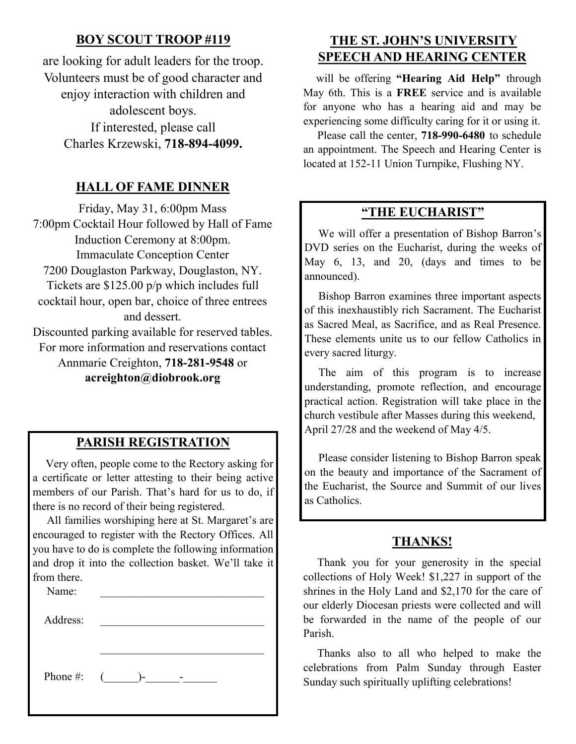## BOY SCOUT TROOP #119

are looking for adult leaders for the troop. Volunteers must be of good character and enjoy interaction with children and adolescent boys.
If interested, please call
Charles Krzewski, **718-894-4099.**

## HALL OF FAME DINNER

Friday, May 31, 6:00pm Mass
7:00pm Cocktail Hour followed by Hall of Fame Induction Ceremony at 8:00pm.
Immaculate Conception Center
7200 Douglaston Parkway, Douglaston, NY.
Tickets are $125.00 p/p which includes full cocktail hour, open bar, choice of three entrees and dessert.
Discounted parking available for reserved tables.
For more information and reservations contact Annmarie Creighton, **718-281-9548** or **acreighton@diobrook.org**

## PARISH REGISTRATION

Very often, people come to the Rectory asking for a certificate or letter attesting to their being active members of our Parish. That's hard for us to do, if there is no record of their being registered.

All families worshiping here at St. Margaret's are encouraged to register with the Rectory Offices. All you have to do is complete the following information and drop it into the collection basket. We'll take it from there.

Name: ______________________________

Address: ______________________________

______________________________

Phone #: (______)-______-______

## THE ST. JOHN'S UNIVERSITY SPEECH AND HEARING CENTER

will be offering **"Hearing Aid Help"** through May 6th. This is a **FREE** service and is available for anyone who has a hearing aid and may be experiencing some difficulty caring for it or using it.

Please call the center, **718-990-6480** to schedule an appointment. The Speech and Hearing Center is located at 152-11 Union Turnpike, Flushing NY.

## "THE EUCHARIST"

We will offer a presentation of Bishop Barron's DVD series on the Eucharist, during the weeks of May 6, 13, and 20, (days and times to be announced).

Bishop Barron examines three important aspects of this inexhaustibly rich Sacrament. The Eucharist as Sacred Meal, as Sacrifice, and as Real Presence. These elements unite us to our fellow Catholics in every sacred liturgy.

The aim of this program is to increase understanding, promote reflection, and encourage practical action. Registration will take place in the church vestibule after Masses during this weekend, April 27/28 and the weekend of May 4/5.

Please consider listening to Bishop Barron speak on the beauty and importance of the Sacrament of the Eucharist, the Source and Summit of our lives as Catholics.

## THANKS!

Thank you for your generosity in the special collections of Holy Week! $1,227 in support of the shrines in the Holy Land and $2,170 for the care of our elderly Diocesan priests were collected and will be forwarded in the name of the people of our Parish.

Thanks also to all who helped to make the celebrations from Palm Sunday through Easter Sunday such spiritually uplifting celebrations!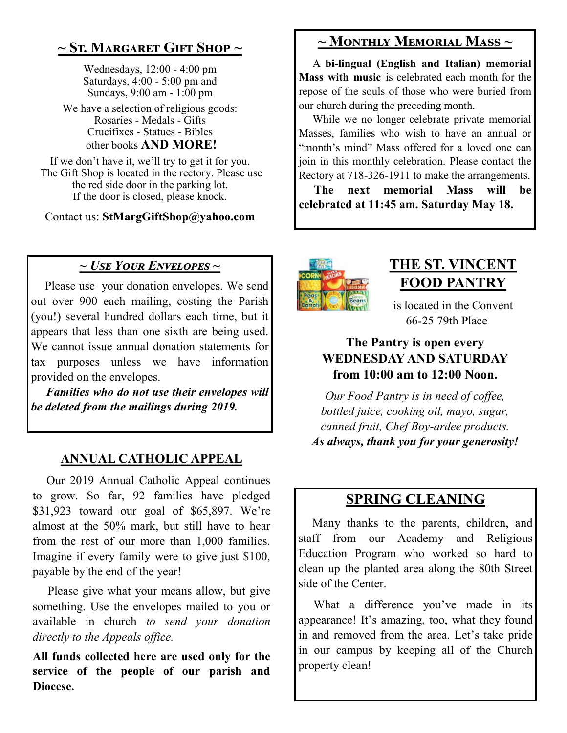## ~ St. Margaret Gift Shop ~

Wednesdays, 12:00 - 4:00 pm
Saturdays, 4:00 - 5:00 pm and
Sundays, 9:00 am - 1:00 pm

We have a selection of religious goods:
Rosaries - Medals - Gifts
Crucifixes - Statues - Bibles
other books **AND MORE!**

If we don't have it, we'll try to get it for you.
The Gift Shop is located in the rectory. Please use the red side door in the parking lot.
If the door is closed, please knock.

Contact us: **StMargGiftShop@yahoo.com**

## ~ *Use Your Envelopes* ~

Please use your donation envelopes. We send out over 900 each mailing, costing the Parish (you!) several hundred dollars each time, but it appears that less than one sixth are being used. We cannot issue annual donation statements for tax purposes unless we have information provided on the envelopes.

***Families who do not use their envelopes will be deleted from the mailings during 2019.***

## ANNUAL CATHOLIC APPEAL

Our 2019 Annual Catholic Appeal continues to grow. So far, 92 families have pledged $31,923 toward our goal of $65,897. We're almost at the 50% mark, but still have to hear from the rest of our more than 1,000 families. Imagine if every family were to give just $100, payable by the end of the year!

Please give what your means allow, but give something. Use the envelopes mailed to you or available in church *to send your donation directly to the Appeals office.*

**All funds collected here are used only for the service of the people of our parish and Diocese.**

## ~ Monthly Memorial Mass ~

A **bi-lingual (English and Italian) memorial Mass with music** is celebrated each month for the repose of the souls of those who were buried from our church during the preceding month.

While we no longer celebrate private memorial Masses, families who wish to have an annual or "month's mind" Mass offered for a loved one can join in this monthly celebration. Please contact the Rectory at 718-326-1911 to make the arrangements.

**The next memorial Mass will be celebrated at 11:45 am. Saturday May 18.**

## THE ST. VINCENT FOOD PANTRY

is located in the Convent
66-25 79th Place

**The Pantry is open every WEDNESDAY AND SATURDAY from 10:00 am to 12:00 Noon.**

*Our Food Pantry is in need of coffee, bottled juice, cooking oil, mayo, sugar, canned fruit, Chef Boy-ardee products.*

***As always, thank you for your generosity!***

## SPRING CLEANING

Many thanks to the parents, children, and staff from our Academy and Religious Education Program who worked so hard to clean up the planted area along the 80th Street side of the Center.

What a difference you've made in its appearance! It's amazing, too, what they found in and removed from the area. Let's take pride in our campus by keeping all of the Church property clean!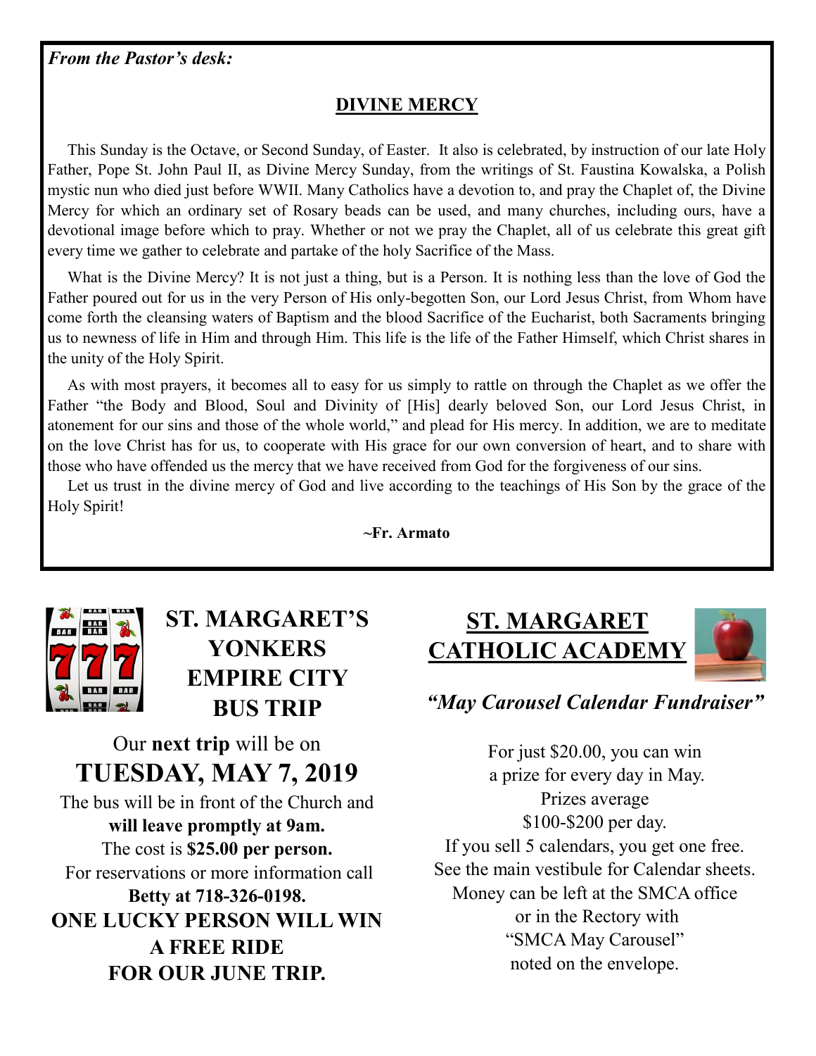*From the Pastor's desk:*

## DIVINE MERCY

This Sunday is the Octave, or Second Sunday, of Easter. It also is celebrated, by instruction of our late Holy Father, Pope St. John Paul II, as Divine Mercy Sunday, from the writings of St. Faustina Kowalska, a Polish mystic nun who died just before WWII. Many Catholics have a devotion to, and pray the Chaplet of, the Divine Mercy for which an ordinary set of Rosary beads can be used, and many churches, including ours, have a devotional image before which to pray. Whether or not we pray the Chaplet, all of us celebrate this great gift every time we gather to celebrate and partake of the holy Sacrifice of the Mass.

What is the Divine Mercy? It is not just a thing, but is a Person. It is nothing less than the love of God the Father poured out for us in the very Person of His only-begotten Son, our Lord Jesus Christ, from Whom have come forth the cleansing waters of Baptism and the blood Sacrifice of the Eucharist, both Sacraments bringing us to newness of life in Him and through Him. This life is the life of the Father Himself, which Christ shares in the unity of the Holy Spirit.

As with most prayers, it becomes all to easy for us simply to rattle on through the Chaplet as we offer the Father "the Body and Blood, Soul and Divinity of [His] dearly beloved Son, our Lord Jesus Christ, in atonement for our sins and those of the whole world," and plead for His mercy. In addition, we are to meditate on the love Christ has for us, to cooperate with His grace for our own conversion of heart, and to share with those who have offended us the mercy that we have received from God for the forgiveness of our sins.

Let us trust in the divine mercy of God and live according to the teachings of His Son by the grace of the Holy Spirit!

**~Fr. Armato**

## ST. MARGARET'S YONKERS EMPIRE CITY BUS TRIP

Our **next trip** will be on

**TUESDAY, MAY 7, 2019**

The bus will be in front of the Church and **will leave promptly at 9am.**
The cost is **$25.00 per person.**
For reservations or more information call **Betty at 718-326-0198.**

**ONE LUCKY PERSON WILL WIN A FREE RIDE FOR OUR JUNE TRIP.**

## ST. MARGARET CATHOLIC ACADEMY

***"May Carousel Calendar Fundraiser"***

For just $20.00, you can win a prize for every day in May.
Prizes average $100-$200 per day.
If you sell 5 calendars, you get one free.
See the main vestibule for Calendar sheets.
Money can be left at the SMCA office or in the Rectory with "SMCA May Carousel" noted on the envelope.